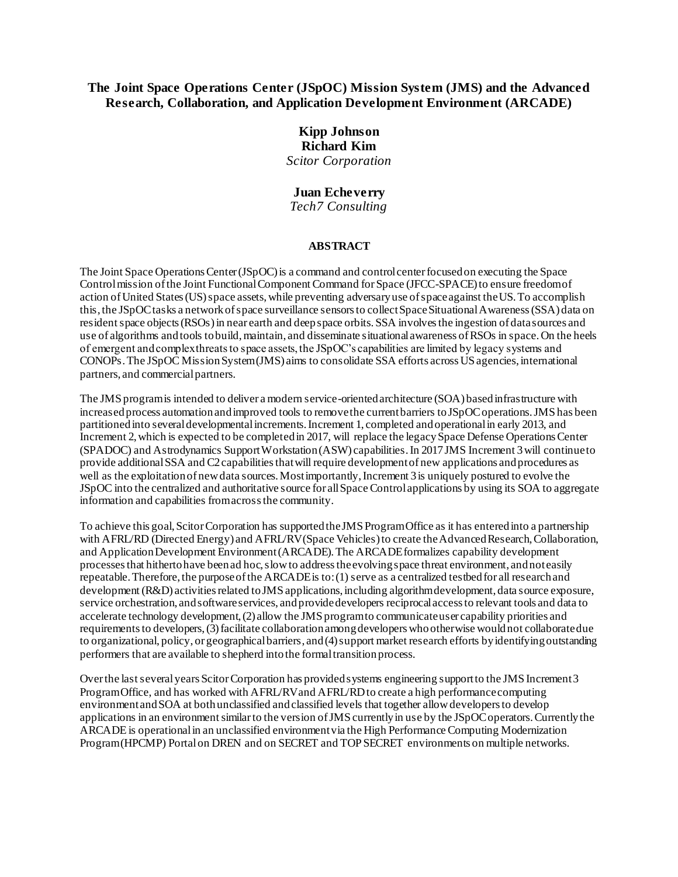# The Joint Space Operations Center (JSpOC) Mission System (JMS) and the Advanced Research, Collaboration, and Application Development Environment (ARCADE)

**Kipp Johnson**
**Richard Kim**
*Scitor Corporation*

**Juan Echeverry**
*Tech7 Consulting*

## ABSTRACT

The Joint Space Operations Center (JSpOC) is a command and control center focused on executing the Space Control mission of the Joint Functional Component Command for Space (JFCC-SPACE) to ensure freedom of action of United States (US) space assets, while preventing adversary use of space against the US. To accomplish this, the JSpOC tasks a network of space surveillance sensors to collect Space Situational Awareness (SSA) data on resident space objects (RSOs) in near earth and deep space orbits. SSA involves the ingestion of data sources and use of algorithms and tools to build, maintain, and disseminate situational awareness of RSOs in space. On the heels of emergent and complex threats to space assets, the JSpOC's capabilities are limited by legacy systems and CONOPs. The JSpOC Mission System (JMS) aims to consolidate SSA efforts across US agencies, international partners, and commercial partners.

The JMS program is intended to deliver a modern service-oriented architecture (SOA) based infrastructure with increased process automation and improved tools to remove the current barriers to JSpOC operations. JMS has been partitioned into several developmental increments. Increment 1, completed and operational in early 2013, and Increment 2, which is expected to be completed in 2017, will replace the legacy Space Defense Operations Center (SPADOC) and Astrodynamics Support Workstation (ASW) capabilities. In 2017 JMS Increment 3 will continue to provide additional SSA and C2 capabilities that will require development of new applications and procedures as well as the exploitation of new data sources. Most importantly, Increment 3 is uniquely postured to evolve the JSpOC into the centralized and authoritative source for all Space Control applications by using its SOA to aggregate information and capabilities from across the community.

To achieve this goal, Scitor Corporation has supported the JMS Program Office as it has entered into a partnership with AFRL/RD (Directed Energy) and AFRL/RV (Space Vehicles) to create the Advanced Research, Collaboration, and Application Development Environment (ARCADE). The ARCADE formalizes capability development processes that hitherto have been ad hoc, slow to address the evolving space threat environment, and not easily repeatable. Therefore, the purpose of the ARCADE is to: (1) serve as a centralized testbed for all research and development (R&D) activities related to JMS applications, including algorithm development, data source exposure, service orchestration, and software services, and provide developers reciprocal access to relevant tools and data to accelerate technology development, (2) allow the JMS program to communicate user capability priorities and requirements to developers, (3) facilitate collaboration among developers who otherwise would not collaborate due to organizational, policy, or geographical barriers, and (4) support market research efforts by identifying outstanding performers that are available to shepherd into the formal transition process.

Over the last several years Scitor Corporation has provided systems engineering support to the JMS Increment 3 Program Office, and has worked with AFRL/RV and AFRL/RD to create a high performance computing environment and SOA at both unclassified and classified levels that together allow developers to develop applications in an environment similar to the version of JMS currently in use by the JSpOC operators. Currently the ARCADE is operational in an unclassified environment via the High Performance Computing Modernization Program (HPCMP) Portal on DREN and on SECRET and TOP SECRET environments on multiple networks.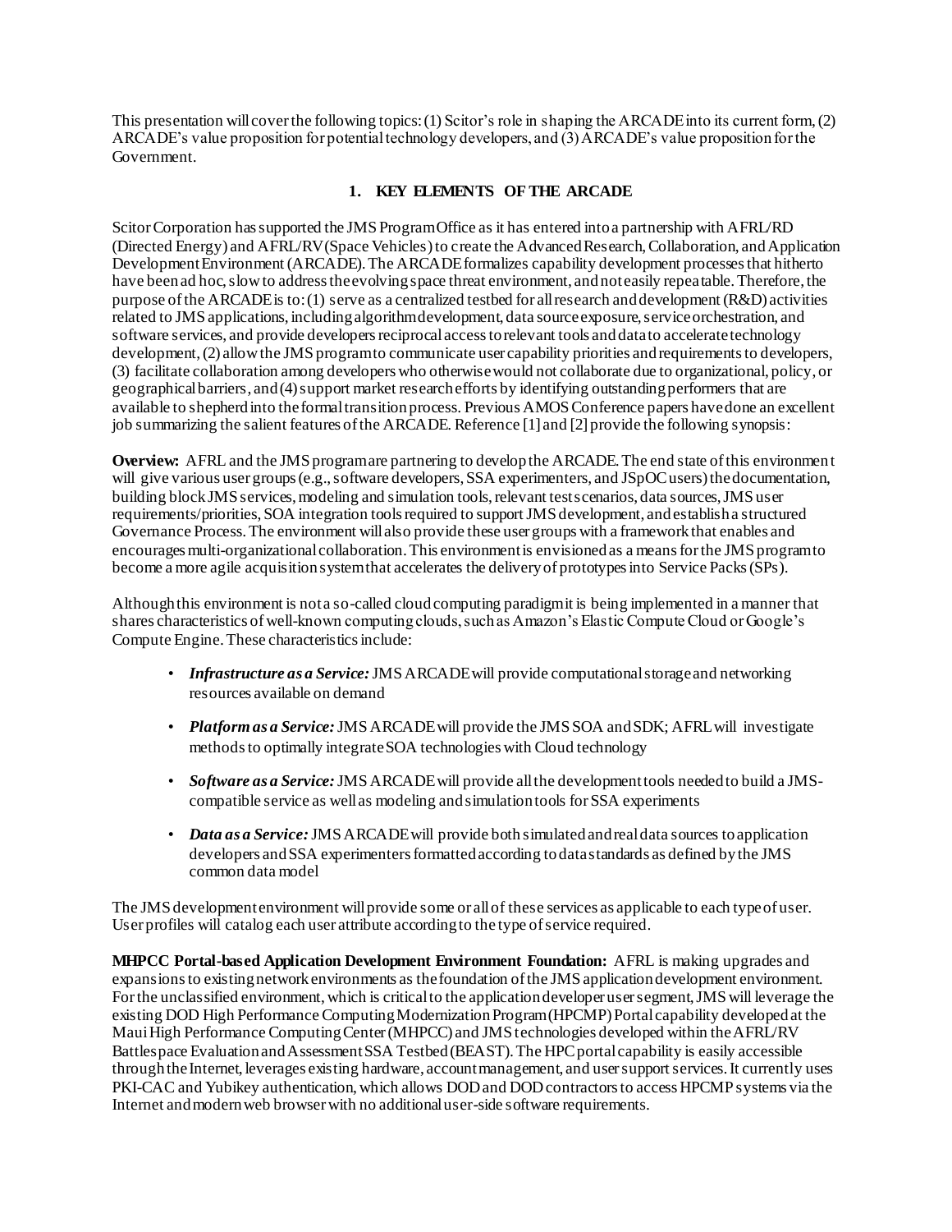This presentation will cover the following topics: (1) Scitor's role in shaping the ARCADE into its current form, (2) ARCADE's value proposition for potential technology developers, and (3) ARCADE's value proposition for the Government.

## 1. KEY ELEMENTS OF THE ARCADE

Scitor Corporation has supported the JMS Program Office as it has entered into a partnership with AFRL/RD (Directed Energy) and AFRL/RV (Space Vehicles) to create the Advanced Research, Collaboration, and Application Development Environment (ARCADE). The ARCADE formalizes capability development processes that hitherto have been ad hoc, slow to address the evolving space threat environment, and not easily repeatable. Therefore, the purpose of the ARCADE is to: (1) serve as a centralized testbed for all research and development (R&D) activities related to JMS applications, including algorithm development, data source exposure, service orchestration, and software services, and provide developers reciprocal access to relevant tools and data to accelerate technology development, (2) allow the JMS program to communicate user capability priorities and requirements to developers, (3) facilitate collaboration among developers who otherwise would not collaborate due to organizational, policy, or geographical barriers, and (4) support market research efforts by identifying outstanding performers that are available to shepherd into the formal transition process. Previous AMOS Conference papers have done an excellent job summarizing the salient features of the ARCADE. Reference [1] and [2] provide the following synopsis:

**Overview:** AFRL and the JMS program are partnering to develop the ARCADE. The end state of this environment will give various user groups (e.g., software developers, SSA experimenters, and JSpOC users) the documentation, building block JMS services, modeling and simulation tools, relevant test scenarios, data sources, JMS user requirements/priorities, SOA integration tools required to support JMS development, and establish a structured Governance Process. The environment will also provide these user groups with a framework that enables and encourages multi-organizational collaboration. This environment is envisioned as a means for the JMS program to become a more agile acquisition system that accelerates the delivery of prototypes into Service Packs (SPs).

Although this environment is not a so-called cloud computing paradigm it is being implemented in a manner that shares characteristics of well-known computing clouds, such as Amazon's Elastic Compute Cloud or Google's Compute Engine. These characteristics include:

- ***Infrastructure as a Service:*** JMS ARCADE will provide computational storage and networking resources available on demand
- ***Platform as a Service:*** JMS ARCADE will provide the JMS SOA and SDK; AFRL will investigate methods to optimally integrate SOA technologies with Cloud technology
- ***Software as a Service:*** JMS ARCADE will provide all the development tools needed to build a JMS-compatible service as well as modeling and simulation tools for SSA experiments
- ***Data as a Service:*** JMS ARCADE will provide both simulated and real data sources to application developers and SSA experimenters formatted according to data standards as defined by the JMS common data model

The JMS development environment will provide some or all of these services as applicable to each type of user. User profiles will catalog each user attribute according to the type of service required.

**MHPCC Portal-based Application Development Environment Foundation:** AFRL is making upgrades and expansions to existing network environments as the foundation of the JMS application development environment. For the unclassified environment, which is critical to the application developer user segment, JMS will leverage the existing DOD High Performance Computing Modernization Program (HPCMP) Portal capability developed at the Maui High Performance Computing Center (MHPCC) and JMS technologies developed within the AFRL/RV Battlespace Evaluation and Assessment SSA Testbed (BEAST). The HPC portal capability is easily accessible through the Internet, leverages existing hardware, account management, and user support services. It currently uses PKI-CAC and Yubikey authentication, which allows DOD and DOD contractors to access HPCMP systems via the Internet and modern web browser with no additional user-side software requirements.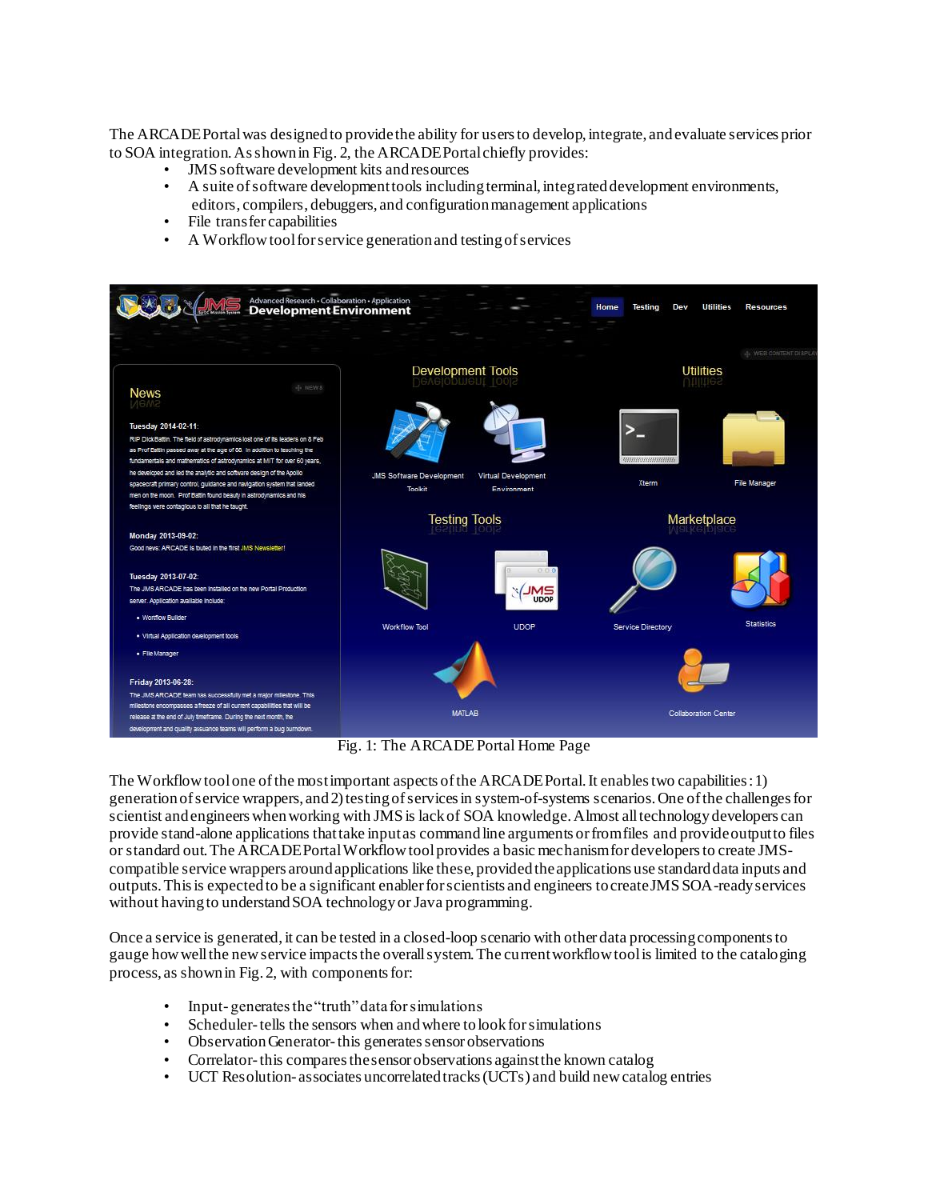The ARCADE Portal was designed to provide the ability for users to develop, integrate, and evaluate services prior to SOA integration. As shown in Fig. 2, the ARCADE Portal chiefly provides:

- JMS software development kits and resources
- A suite of software development tools including terminal, integrated development environments, editors, compilers, debuggers, and configuration management applications
- File transfer capabilities
- A Workflow tool for service generation and testing of services

Fig. 1: The ARCADE Portal Home Page

The Workflow tool one of the most important aspects of the ARCADE Portal. It enables two capabilities: 1) generation of service wrappers, and 2) testing of services in system-of-systems scenarios. One of the challenges for scientist and engineers when working with JMS is lack of SOA knowledge. Almost all technology developers can provide stand-alone applications that take input as command line arguments or from files and provide output to files or standard out. The ARCADE Portal Workflow tool provides a basic mechanism for developers to create JMS-compatible service wrappers around applications like these, provided the applications use standard data inputs and outputs. This is expected to be a significant enabler for scientists and engineers to create JMS SOA-ready services without having to understand SOA technology or Java programming.

Once a service is generated, it can be tested in a closed-loop scenario with other data processing components to gauge how well the new service impacts the overall system. The current workflow tool is limited to the cataloging process, as shown in Fig. 2, with components for:

- Input- generates the "truth" data for simulations
- Scheduler- tells the sensors when and where to look for simulations
- Observation Generator- this generates sensor observations
- Correlator- this compares the sensor observations against the known catalog
- UCT Resolution- associates uncorrelated tracks (UCTs) and build new catalog entries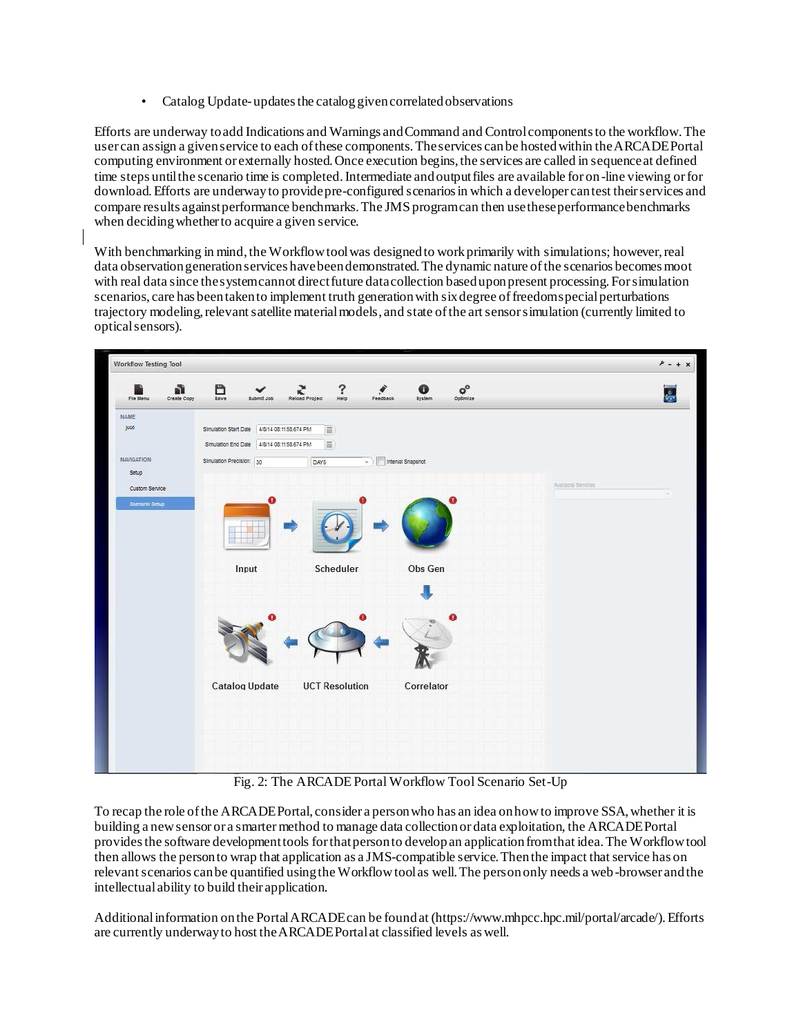- Catalog Update- updates the catalog given correlated observations

Efforts are underway to add Indications and Warnings and Command and Control components to the workflow. The user can assign a given service to each of these components. The services can be hosted within the ARCADE Portal computing environment or externally hosted. Once execution begins, the services are called in sequence at defined time steps until the scenario time is completed. Intermediate and output files are available for on-line viewing or for download. Efforts are underway to provide pre-configured scenarios in which a developer can test their services and compare results against performance benchmarks. The JMS program can then use these performance benchmarks when deciding whether to acquire a given service.

With benchmarking in mind, the Workflow tool was designed to work primarily with simulations; however, real data observation generation services have been demonstrated. The dynamic nature of the scenarios becomes moot with real data since the system cannot direct future data collection based upon present processing. For simulation scenarios, care has been taken to implement truth generation with six degree of freedom special perturbations trajectory modeling, relevant satellite material models, and state of the art sensor simulation (currently limited to optical sensors).

Fig. 2: The ARCADE Portal Workflow Tool Scenario Set-Up

To recap the role of the ARCADE Portal, consider a person who has an idea on how to improve SSA, whether it is building a new sensor or a smarter method to manage data collection or data exploitation, the ARCADE Portal provides the software development tools for that person to develop an application from that idea. The Workflow tool then allows the person to wrap that application as a JMS-compatible service. Then the impact that service has on relevant scenarios can be quantified using the Workflow tool as well. The person only needs a web-browser and the intellectual ability to build their application.

Additional information on the Portal ARCADE can be found at (https://www.mhpcc.hpc.mil/portal/arcade/). Efforts are currently underway to host the ARCADE Portal at classified levels as well.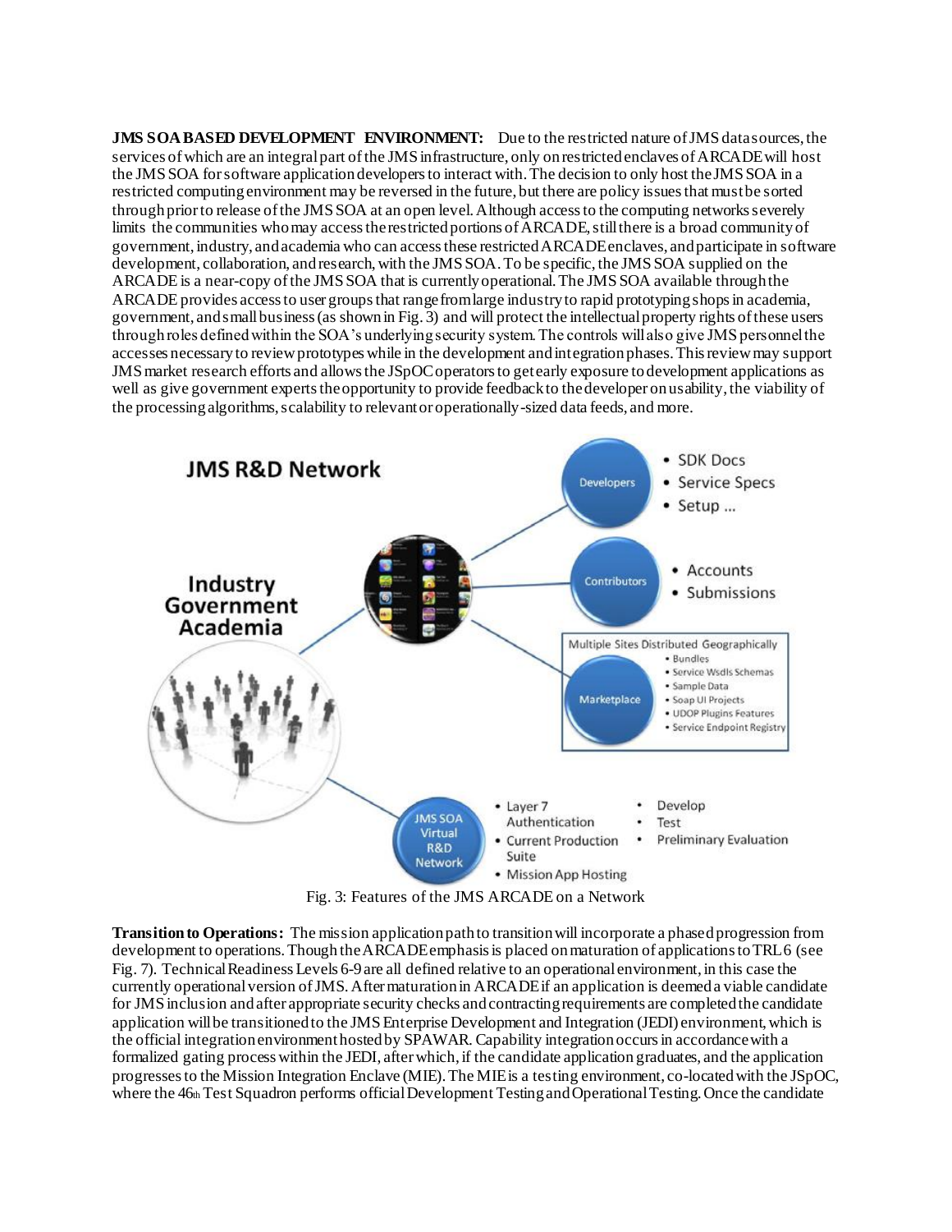**JMS SOA BASED DEVELOPMENT ENVIRONMENT:** Due to the restricted nature of JMS data sources, the services of which are an integral part of the JMS infrastructure, only on restricted enclaves of ARCADE will host the JMS SOA for software application developers to interact with. The decision to only host the JMS SOA in a restricted computing environment may be reversed in the future, but there are policy issues that must be sorted through prior to release of the JMS SOA at an open level. Although access to the computing networks severely limits the communities who may access the restricted portions of ARCADE, still there is a broad community of government, industry, and academia who can access these restricted ARCADE enclaves, and participate in software development, collaboration, and research, with the JMS SOA. To be specific, the JMS SOA supplied on the ARCADE is a near-copy of the JMS SOA that is currently operational. The JMS SOA available through the ARCADE provides access to user groups that range from large industry to rapid prototyping shops in academia, government, and small business (as shown in Fig. 3) and will protect the intellectual property rights of these users through roles defined within the SOA's underlying security system. The controls will also give JMS personnel the accesses necessary to review prototypes while in the development and integration phases. This review may support JMS market research efforts and allows the JSpOC operators to get early exposure to development applications as well as give government experts the opportunity to provide feedback to the developer on usability, the viability of the processing algorithms, scalability to relevant or operationally-sized data feeds, and more.

Fig. 3: Features of the JMS ARCADE on a Network

**Transition to Operations:** The mission application path to transition will incorporate a phased progression from development to operations. Though the ARCADE emphasis is placed on maturation of applications to TRL 6 (see Fig. 7). Technical Readiness Levels 6-9 are all defined relative to an operational environment, in this case the currently operational version of JMS. After maturation in ARCADE if an application is deemed a viable candidate for JMS inclusion and after appropriate security checks and contracting requirements are completed the candidate application will be transitioned to the JMS Enterprise Development and Integration (JEDI) environment, which is the official integration environment hosted by SPAWAR. Capability integration occurs in accordance with a formalized gating process within the JEDI, after which, if the candidate application graduates, and the application progresses to the Mission Integration Enclave (MIE). The MIE is a testing environment, co-located with the JSpOC, where the 46th Test Squadron performs official Development Testing and Operational Testing. Once the candidate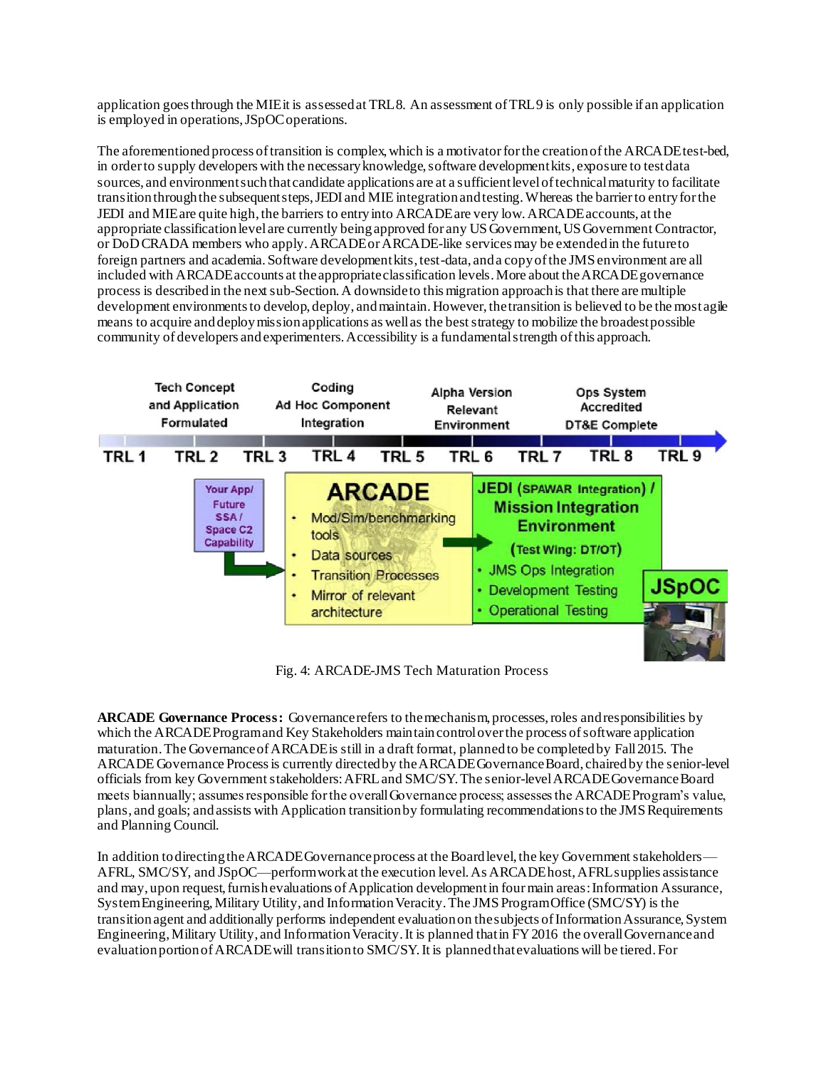application goes through the MIE it is assessed at TRL 8. An assessment of TRL 9 is only possible if an application is employed in operations, JSpOC operations.

The aforementioned process of transition is complex, which is a motivator for the creation of the ARCADE test-bed, in order to supply developers with the necessary knowledge, software development kits, exposure to test data sources, and environment such that candidate applications are at a sufficient level of technical maturity to facilitate transition through the subsequent steps, JEDI and MIE integration and testing. Whereas the barrier to entry for the JEDI and MIE are quite high, the barriers to entry into ARCADE are very low. ARCADE accounts, at the appropriate classification level are currently being approved for any US Government, US Government Contractor, or DoD CRADA members who apply. ARCADE or ARCADE-like services may be extended in the future to foreign partners and academia. Software development kits, test-data, and a copy of the JMS environment are all included with ARCADE accounts at the appropriate classification levels. More about the ARCADE governance process is described in the next sub-Section. A downside to this migration approach is that there are multiple development environments to develop, deploy, and maintain. However, the transition is believed to be the most agile means to acquire and deploy mission applications as well as the best strategy to mobilize the broadest possible community of developers and experimenters. Accessibility is a fundamental strength of this approach.

Fig. 4: ARCADE-JMS Tech Maturation Process

**ARCADE Governance Process:** Governance refers to the mechanism, processes, roles and responsibilities by which the ARCADE Program and Key Stakeholders maintain control over the process of software application maturation. The Governance of ARCADE is still in a draft format, planned to be completed by Fall 2015. The ARCADE Governance Process is currently directed by the ARCADE Governance Board, chaired by the senior-level officials from key Government stakeholders: AFRL and SMC/SY. The senior-level ARCADE Governance Board meets biannually; assumes responsible for the overall Governance process; assesses the ARCADE Program's value, plans, and goals; and assists with Application transition by formulating recommendations to the JMS Requirements and Planning Council.

In addition to directing the ARCADE Governance process at the Board level, the key Government stakeholders—AFRL, SMC/SY, and JSpOC—perform work at the execution level. As ARCADE host, AFRL supplies assistance and may, upon request, furnish evaluations of Application development in four main areas: Information Assurance, System Engineering, Military Utility, and Information Veracity. The JMS Program Office (SMC/SY) is the transition agent and additionally performs independent evaluation on the subjects of Information Assurance, System Engineering, Military Utility, and Information Veracity. It is planned that in FY 2016 the overall Governance and evaluation portion of ARCADE will transition to SMC/SY. It is planned that evaluations will be tiered. For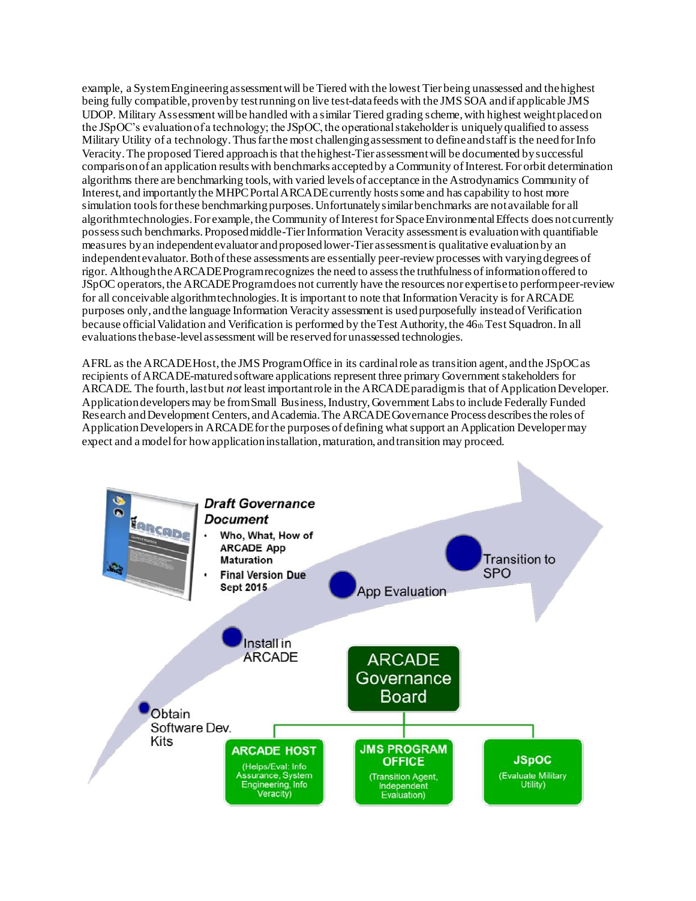example, a System Engineering assessment will be Tiered with the lowest Tier being unassessed and the highest being fully compatible, proven by test running on live test-data feeds with the JMS SOA and if applicable JMS UDOP. Military Assessment will be handled with a similar Tiered grading scheme, with highest weight placed on the JSpOC's evaluation of a technology; the JSpOC, the operational stakeholder is uniquely qualified to assess Military Utility of a technology. Thus far the most challenging assessment to define and staff is the need for Info Veracity. The proposed Tiered approach is that the highest-Tier assessment will be documented by successful comparison of an application results with benchmarks accepted by a Community of Interest. For orbit determination algorithms there are benchmarking tools, with varied levels of acceptance in the Astrodynamics Community of Interest, and importantly the MHPC Portal ARCADE currently hosts some and has capability to host more simulation tools for these benchmarking purposes. Unfortunately similar benchmarks are not available for all algorithm technologies. For example, the Community of Interest for Space Environmental Effects does not currently possess such benchmarks. Proposed middle-Tier Information Veracity assessment is evaluation with quantifiable measures by an independent evaluator and proposed lower-Tier assessment is qualitative evaluation by an independent evaluator. Both of these assessments are essentially peer-review processes with varying degrees of rigor. Although the ARCADE Program recognizes the need to assess the truthfulness of information offered to JSpOC operators, the ARCADE Program does not currently have the resources nor expertise to perform peer-review for all conceivable algorithm technologies. It is important to note that Information Veracity is for ARCADE purposes only, and the language Information Veracity assessment is used purposefully instead of Verification because official Validation and Verification is performed by the Test Authority, the 46th Test Squadron. In all evaluations the base-level assessment will be reserved for unassessed technologies.

AFRL as the ARCADE Host, the JMS Program Office in its cardinal role as transition agent, and the JSpOC as recipients of ARCADE-matured software applications represent three primary Government stakeholders for ARCADE. The fourth, last but *not* least important role in the ARCADE paradigm is that of Application Developer. Application developers may be from Small Business, Industry, Government Labs to include Federally Funded Research and Development Centers, and Academia. The ARCADE Governance Process describes the roles of Application Developers in ARCADE for the purposes of defining what support an Application Developer may expect and a model for how application installation, maturation, and transition may proceed.

**Draft Governance Document**
- Who, What, How of ARCADE App Maturation
- Final Version Due Sept 2015

Obtain Software Dev. Kits → Install in ARCADE → App Evaluation → Transition to SPO

ARCADE Governance Board
- ARCADE HOST (Helps/Eval: Info Assurance, System Engineering, Info Veracity)
- JMS PROGRAM OFFICE (Transition Agent, Independent Evaluation)
- JSpOC (Evaluate Military Utility)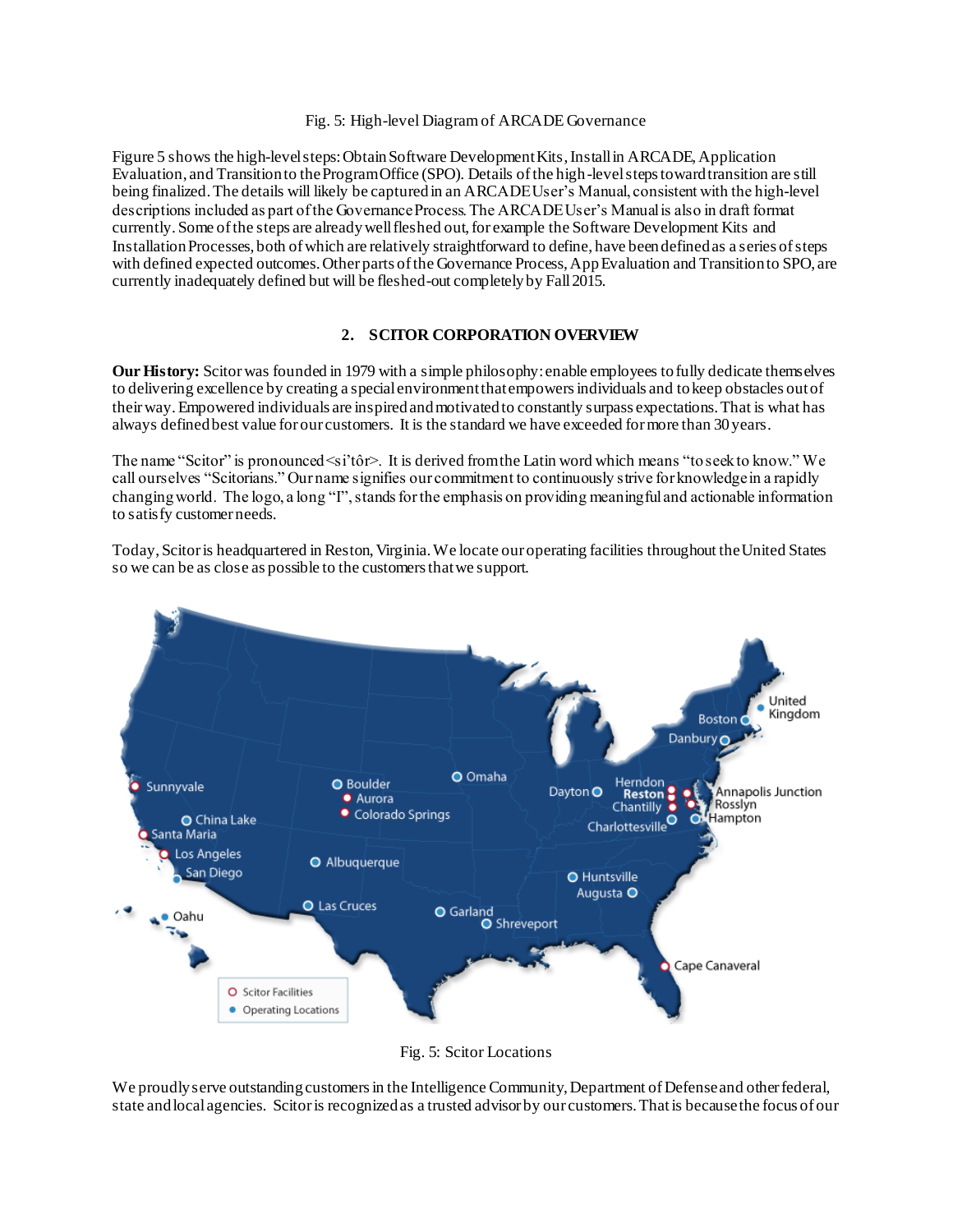Fig. 5: High-level Diagram of ARCADE Governance

Figure 5 shows the high-level steps: Obtain Software Development Kits, Install in ARCADE, Application Evaluation, and Transition to the Program Office (SPO). Details of the high-level steps toward transition are still being finalized. The details will likely be captured in an ARCADE User's Manual, consistent with the high-level descriptions included as part of the Governance Process. The ARCADE User's Manual is also in draft format currently. Some of the steps are already well fleshed out, for example the Software Development Kits and Installation Processes, both of which are relatively straightforward to define, have been defined as a series of steps with defined expected outcomes. Other parts of the Governance Process, App Evaluation and Transition to SPO, are currently inadequately defined but will be fleshed-out completely by Fall 2015.

## 2. SCITOR CORPORATION OVERVIEW

**Our History:** Scitor was founded in 1979 with a simple philosophy: enable employees to fully dedicate themselves to delivering excellence by creating a special environment that empowers individuals and to keep obstacles out of their way. Empowered individuals are inspired and motivated to constantly surpass expectations. That is what has always defined best value for our customers. It is the standard we have exceeded for more than 30 years.

The name "Scitor" is pronounced <si'tôr>. It is derived from the Latin word which means "to seek to know." We call ourselves "Scitorians." Our name signifies our commitment to continuously strive for knowledge in a rapidly changing world. The logo, a long "I", stands for the emphasis on providing meaningful and actionable information to satisfy customer needs.

Today, Scitor is headquartered in Reston, Virginia. We locate our operating facilities throughout the United States so we can be as close as possible to the customers that we support.

Fig. 5: Scitor Locations

We proudly serve outstanding customers in the Intelligence Community, Department of Defense and other federal, state and local agencies. Scitor is recognized as a trusted advisor by our customers. That is because the focus of our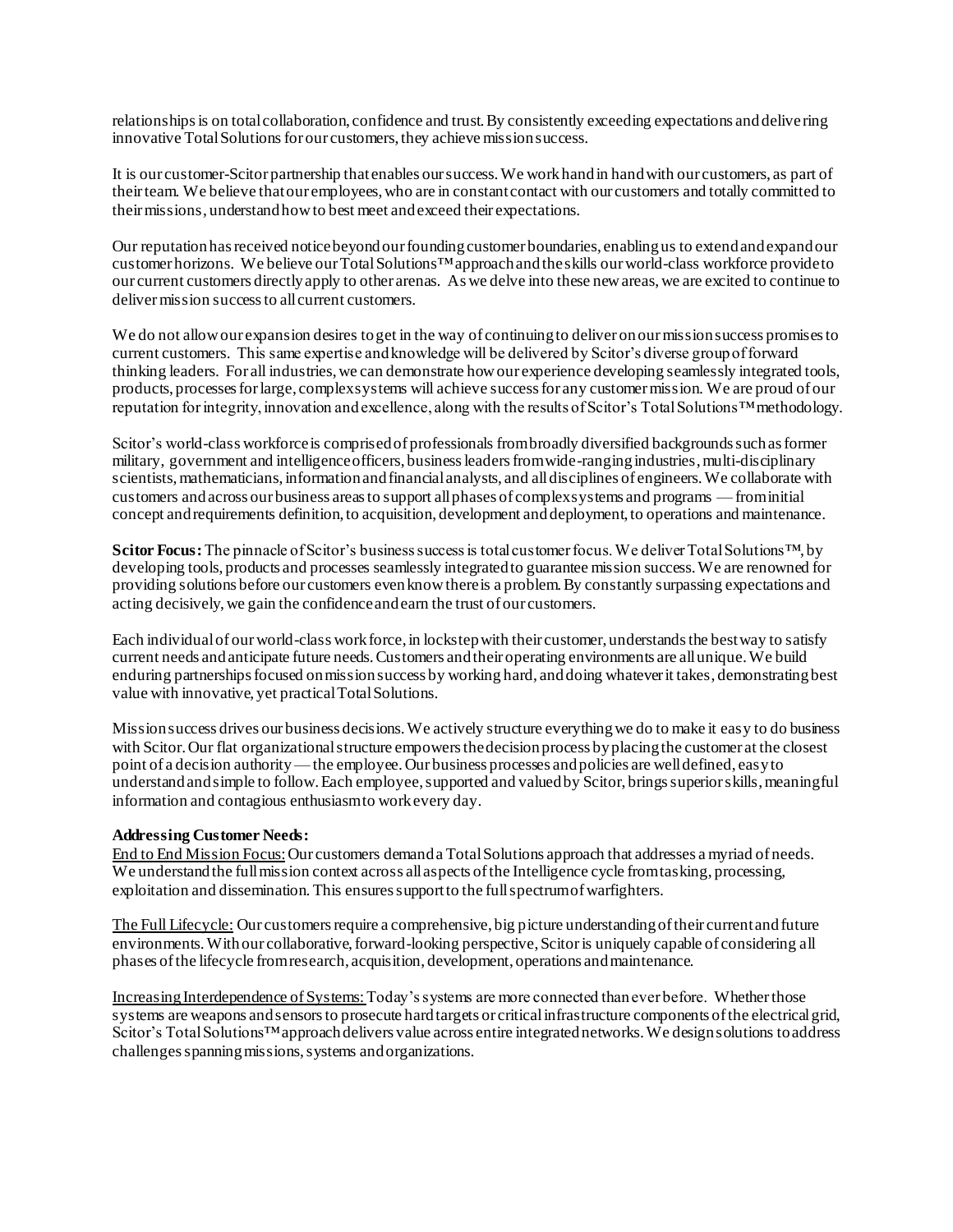relationships is on total collaboration, confidence and trust. By consistently exceeding expectations and delivering innovative Total Solutions for our customers, they achieve mission success.

It is our customer-Scitor partnership that enables our success. We work hand in hand with our customers, as part of their team. We believe that our employees, who are in constant contact with our customers and totally committed to their missions, understand how to best meet and exceed their expectations.

Our reputation has received notice beyond our founding customer boundaries, enabling us to extend and expand our customer horizons. We believe our Total Solutions™ approach and the skills our world-class workforce provide to our current customers directly apply to other arenas. As we delve into these new areas, we are excited to continue to deliver mission success to all current customers.

We do not allow our expansion desires to get in the way of continuing to deliver on our mission success promises to current customers. This same expertise and knowledge will be delivered by Scitor's diverse group of forward thinking leaders. For all industries, we can demonstrate how our experience developing seamlessly integrated tools, products, processes for large, complex systems will achieve success for any customer mission. We are proud of our reputation for integrity, innovation and excellence, along with the results of Scitor's Total Solutions™ methodology.

Scitor's world-class workforce is comprised of professionals from broadly diversified backgrounds such as former military, government and intelligence officers, business leaders from wide-ranging industries, multi-disciplinary scientists, mathematicians, information and financial analysts, and all disciplines of engineers. We collaborate with customers and across our business areas to support all phases of complex systems and programs — from initial concept and requirements definition, to acquisition, development and deployment, to operations and maintenance.

**Scitor Focus:** The pinnacle of Scitor's business success is total customer focus. We deliver Total Solutions™, by developing tools, products and processes seamlessly integrated to guarantee mission success. We are renowned for providing solutions before our customers even know there is a problem. By constantly surpassing expectations and acting decisively, we gain the confidence and earn the trust of our customers.

Each individual of our world-class workforce, in lockstep with their customer, understands the best way to satisfy current needs and anticipate future needs. Customers and their operating environments are all unique. We build enduring partnerships focused on mission success by working hard, and doing whatever it takes, demonstrating best value with innovative, yet practical Total Solutions.

Mission success drives our business decisions. We actively structure everything we do to make it easy to do business with Scitor. Our flat organizational structure empowers the decision process by placing the customer at the closest point of a decision authority — the employee. Our business processes and policies are well defined, easy to understand and simple to follow. Each employee, supported and valued by Scitor, brings superior skills, meaningful information and contagious enthusiasm to work every day.

**Addressing Customer Needs:**

<u>End to End Mission Focus:</u> Our customers demand a Total Solutions approach that addresses a myriad of needs. We understand the full mission context across all aspects of the Intelligence cycle from tasking, processing, exploitation and dissemination. This ensures support to the full spectrum of warfighters.

<u>The Full Lifecycle:</u> Our customers require a comprehensive, big picture understanding of their current and future environments. With our collaborative, forward-looking perspective, Scitor is uniquely capable of considering all phases of the lifecycle from research, acquisition, development, operations and maintenance.

<u>Increasing Interdependence of Systems:</u> Today's systems are more connected than ever before. Whether those systems are weapons and sensors to prosecute hard targets or critical infrastructure components of the electrical grid, Scitor's Total Solutions™ approach delivers value across entire integrated networks. We design solutions to address challenges spanning missions, systems and organizations.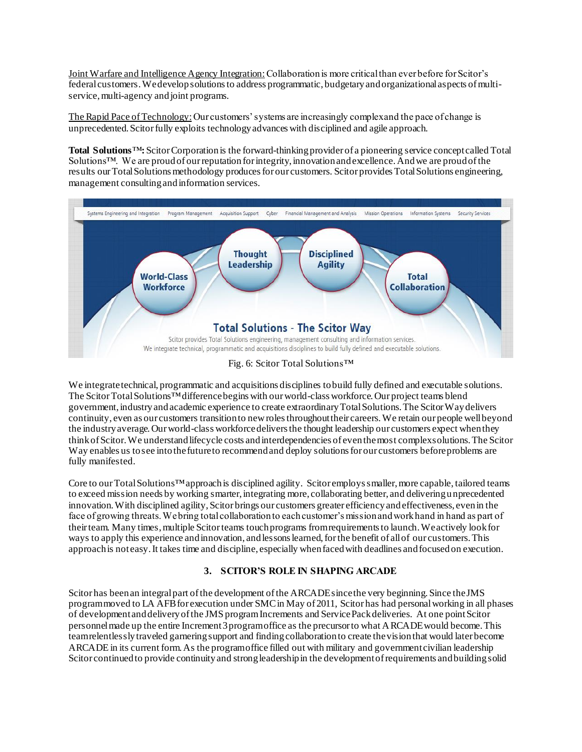Joint Warfare and Intelligence Agency Integration: Collaboration is more critical than ever before for Scitor's federal customers. We develop solutions to address programmatic, budgetary and organizational aspects of multi-service, multi-agency and joint programs.

The Rapid Pace of Technology: Our customers' systems are increasingly complex and the pace of change is unprecedented. Scitor fully exploits technology advances with disciplined and agile approach.

**Total Solutions™:** Scitor Corporation is the forward-thinking provider of a pioneering service concept called Total Solutions™. We are proud of our reputation for integrity, innovation and excellence. And we are proud of the results our Total Solutions methodology produces for our customers. Scitor provides Total Solutions engineering, management consulting and information services.

Fig. 6: Scitor Total Solutions™

We integrate technical, programmatic and acquisitions disciplines to build fully defined and executable solutions. The Scitor Total Solutions™ difference begins with our world-class workforce. Our project teams blend government, industry and academic experience to create extraordinary Total Solutions. The Scitor Way delivers continuity, even as our customers transition to new roles throughout their careers. We retain our people well beyond the industry average. Our world-class workforce delivers the thought leadership our customers expect when they think of Scitor. We understand lifecycle costs and interdependencies of even the most complex solutions. The Scitor Way enables us to see into the future to recommend and deploy solutions for our customers before problems are fully manifested.

Core to our Total Solutions™ approach is disciplined agility. Scitor employs smaller, more capable, tailored teams to exceed mission needs by working smarter, integrating more, collaborating better, and delivering unprecedented innovation. With disciplined agility, Scitor brings our customers greater efficiency and effectiveness, even in the face of growing threats. We bring total collaboration to each customer's mission and work hand in hand as part of their team. Many times, multiple Scitor teams touch programs from requirements to launch. We actively look for ways to apply this experience and innovation, and lessons learned, for the benefit of all of our customers. This approach is not easy. It takes time and discipline, especially when faced with deadlines and focused on execution.

## 3. SCITOR'S ROLE IN SHAPING ARCADE

Scitor has been an integral part of the development of the ARCADE since the very beginning. Since the JMS program moved to LA AFB for execution under SMC in May of 2011, Scitor has had personal working in all phases of development and delivery of the JMS program Increments and Service Pack deliveries. At one point Scitor personnel made up the entire Increment 3 program office as the precursor to what ARCADE would become. This team relentlessly traveled garnering support and finding collaboration to create the vision that would later become ARCADE in its current form. As the program office filled out with military and government civilian leadership Scitor continued to provide continuity and strong leadership in the development of requirements and building solid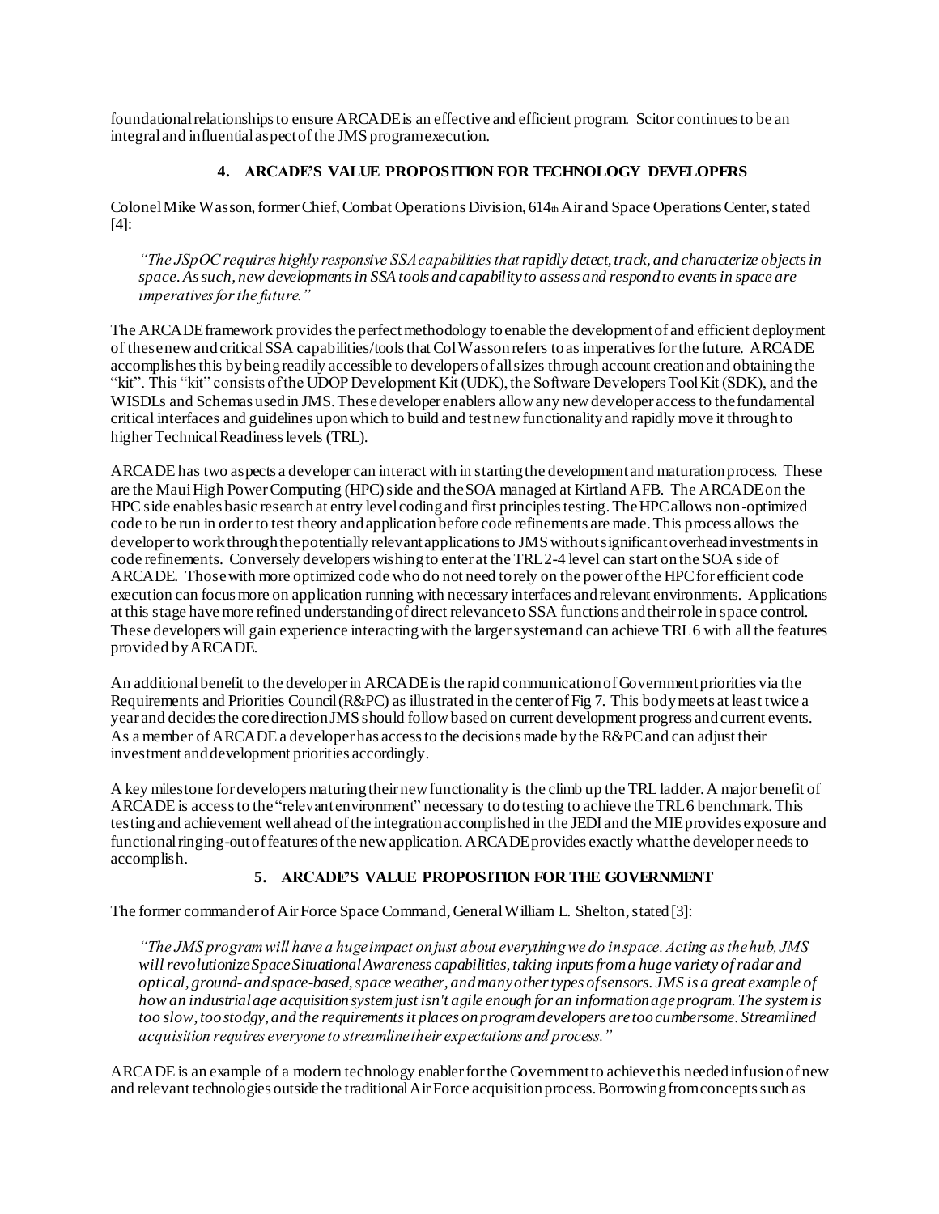foundational relationships to ensure ARCADE is an effective and efficient program. Scitor continues to be an integral and influential aspect of the JMS program execution.

## 4. ARCADE'S VALUE PROPOSITION FOR TECHNOLOGY DEVELOPERS

Colonel Mike Wasson, former Chief, Combat Operations Division, 614th Air and Space Operations Center, stated [4]:

> *"The JSpOC requires highly responsive SSA capabilities that rapidly detect, track, and characterize objects in space. As such, new developments in SSA tools and capability to assess and respond to events in space are imperatives for the future."*

The ARCADE framework provides the perfect methodology to enable the development of and efficient deployment of these new and critical SSA capabilities/tools that Col Wasson refers to as imperatives for the future. ARCADE accomplishes this by being readily accessible to developers of all sizes through account creation and obtaining the "kit". This "kit" consists of the UDOP Development Kit (UDK), the Software Developers Tool Kit (SDK), and the WISDLs and Schemas used in JMS. These developer enablers allow any new developer access to the fundamental critical interfaces and guidelines upon which to build and test new functionality and rapidly move it through to higher Technical Readiness levels (TRL).

ARCADE has two aspects a developer can interact with in starting the development and maturation process. These are the Maui High Power Computing (HPC) side and the SOA managed at Kirtland AFB. The ARCADE on the HPC side enables basic research at entry level coding and first principles testing. The HPC allows non-optimized code to be run in order to test theory and application before code refinements are made. This process allows the developer to work through the potentially relevant applications to JMS without significant overhead investments in code refinements. Conversely developers wishing to enter at the TRL 2-4 level can start on the SOA side of ARCADE. Those with more optimized code who do not need to rely on the power of the HPC for efficient code execution can focus more on application running with necessary interfaces and relevant environments. Applications at this stage have more refined understanding of direct relevance to SSA functions and their role in space control. These developers will gain experience interacting with the larger system and can achieve TRL 6 with all the features provided by ARCADE.

An additional benefit to the developer in ARCADE is the rapid communication of Government priorities via the Requirements and Priorities Council (R&PC) as illustrated in the center of Fig 7. This body meets at least twice a year and decides the core direction JMS should follow based on current development progress and current events. As a member of ARCADE a developer has access to the decisions made by the R&PC and can adjust their investment and development priorities accordingly.

A key milestone for developers maturing their new functionality is the climb up the TRL ladder. A major benefit of ARCADE is access to the "relevant environment" necessary to do testing to achieve the TRL 6 benchmark. This testing and achievement well ahead of the integration accomplished in the JEDI and the MIE provides exposure and functional ringing-out of features of the new application. ARCADE provides exactly what the developer needs to accomplish.

## 5. ARCADE'S VALUE PROPOSITION FOR THE GOVERNMENT

The former commander of Air Force Space Command, General William L. Shelton, stated [3]:

> *"The JMS program will have a huge impact on just about everything we do in space. Acting as the hub, JMS will revolutionize Space Situational Awareness capabilities, taking inputs from a huge variety of radar and optical, ground- and space-based, space weather, and many other types of sensors. JMS is a great example of how an industrial age acquisition system just isn't agile enough for an information age program. The system is too slow, too stodgy, and the requirements it places on program developers are too cumbersome. Streamlined acquisition requires everyone to streamline their expectations and process."*

ARCADE is an example of a modern technology enabler for the Government to achieve this needed infusion of new and relevant technologies outside the traditional Air Force acquisition process. Borrowing from concepts such as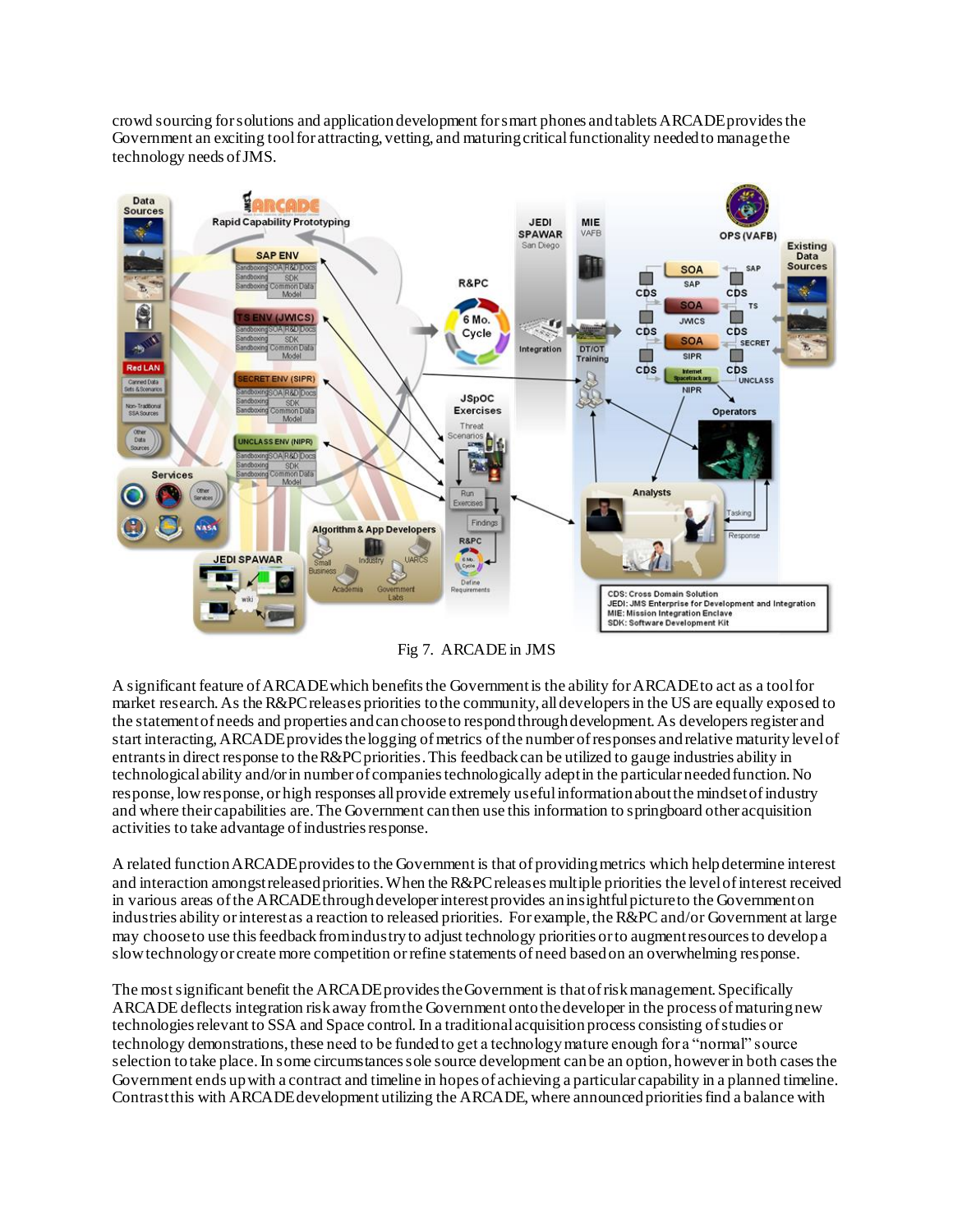crowd sourcing for solutions and application development for smart phones and tablets ARCADE provides the Government an exciting tool for attracting, vetting, and maturing critical functionality needed to manage the technology needs of JMS.

Fig 7. ARCADE in JMS

A significant feature of ARCADE which benefits the Government is the ability for ARCADE to act as a tool for market research. As the R&PC releases priorities to the community, all developers in the US are equally exposed to the statement of needs and properties and can choose to respond through development. As developers register and start interacting, ARCADE provides the logging of metrics of the number of responses and relative maturity level of entrants in direct response to the R&PC priorities. This feedback can be utilized to gauge industries ability in technological ability and/or in number of companies technologically adept in the particular needed function. No response, low response, or high responses all provide extremely useful information about the mindset of industry and where their capabilities are. The Government can then use this information to springboard other acquisition activities to take advantage of industries response.

A related function ARCADE provides to the Government is that of providing metrics which help determine interest and interaction amongst released priorities. When the R&PC releases multiple priorities the level of interest received in various areas of the ARCADE through developer interest provides an insightful picture to the Government on industries ability or interest as a reaction to released priorities. For example, the R&PC and/or Government at large may choose to use this feedback from industry to adjust technology priorities or to augment resources to develop a slow technology or create more competition or refine statements of need based on an overwhelming response.

The most significant benefit the ARCADE provides the Government is that of risk management. Specifically ARCADE deflects integration risk away from the Government onto the developer in the process of maturing new technologies relevant to SSA and Space control. In a traditional acquisition process consisting of studies or technology demonstrations, these need to be funded to get a technology mature enough for a "normal" source selection to take place. In some circumstances sole source development can be an option, however in both cases the Government ends up with a contract and timeline in hopes of achieving a particular capability in a planned timeline. Contrast this with ARCADE development utilizing the ARCADE, where announced priorities find a balance with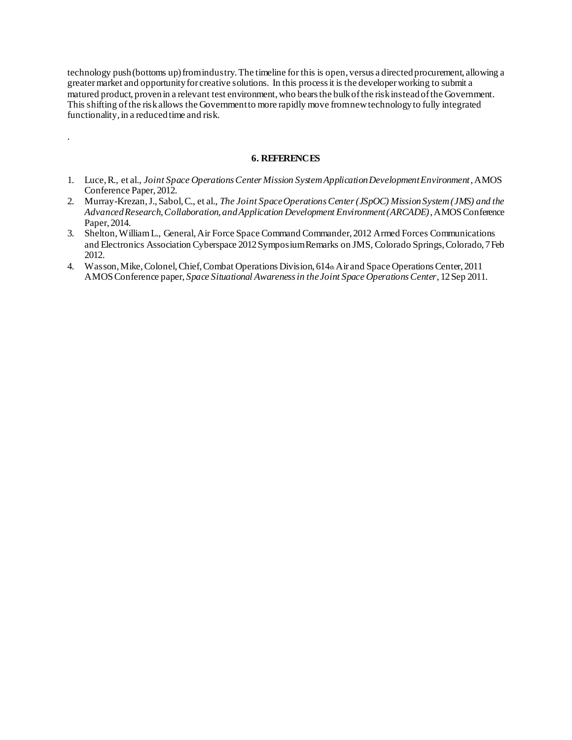technology push (bottoms up) from industry. The timeline for this is open, versus a directed procurement, allowing a greater market and opportunity for creative solutions. In this process it is the developer working to submit a matured product, proven in a relevant test environment, who bears the bulk of the risk instead of the Government. This shifting of the risk allows the Government to more rapidly move from new technology to fully integrated functionality, in a reduced time and risk.

.

## 6. REFERENCES

1. Luce, R., et al., *Joint Space Operations Center Mission System Application Development Environment*, AMOS Conference Paper, 2012.
2. Murray-Krezan, J., Sabol, C., et al., *The Joint Space Operations Center (JSpOC) Mission System (JMS) and the Advanced Research, Collaboration, and Application Development Environment (ARCADE)*, AMOS Conference Paper, 2014.
3. Shelton, William L., General, Air Force Space Command Commander, 2012 Armed Forces Communications and Electronics Association Cyberspace 2012 Symposium Remarks on JMS, Colorado Springs, Colorado, 7 Feb 2012.
4. Wasson, Mike, Colonel, Chief, Combat Operations Division, 614th Air and Space Operations Center, 2011 AMOS Conference paper, *Space Situational Awareness in the Joint Space Operations Center*, 12 Sep 2011.